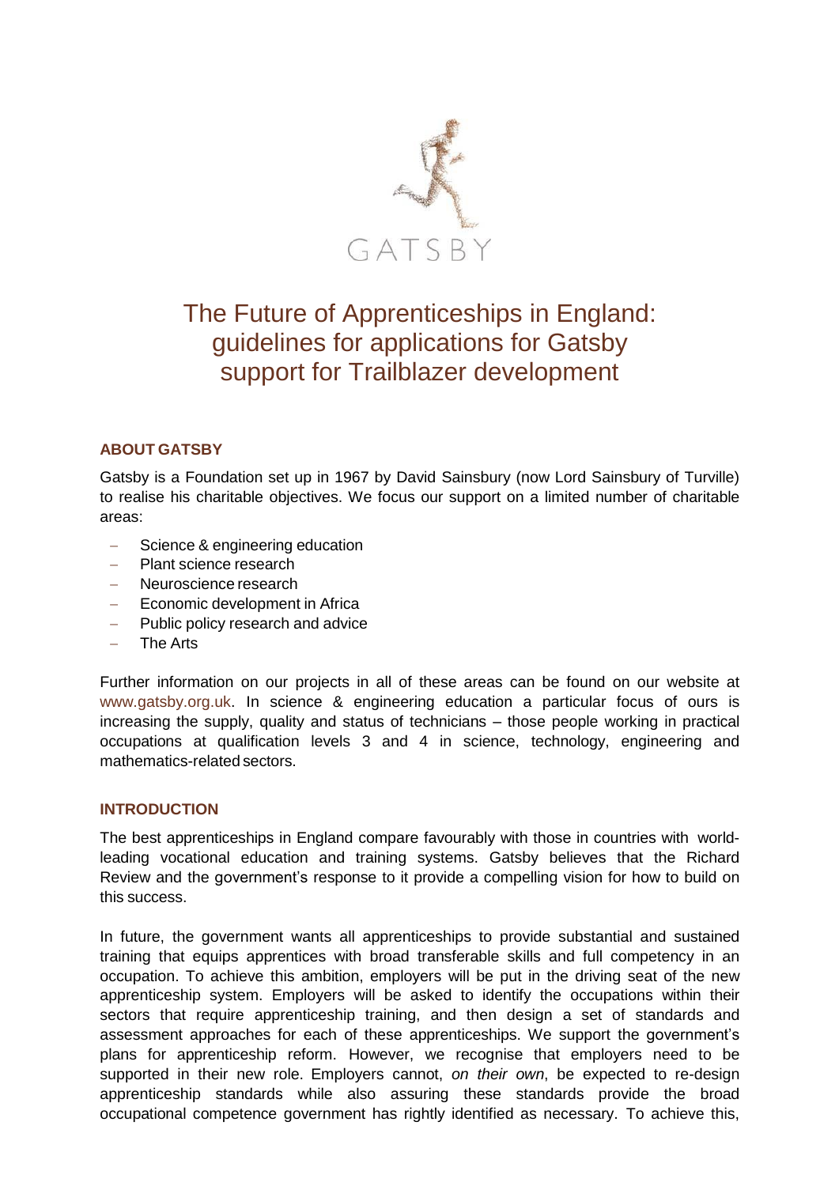GATSBY

# The Future of Apprenticeships in England: guidelines for applications for Gatsby support for Trailblazer development

## ABOUT GATSBY

Gatsby is a Foundation set up in 1967 by David Sainsbury (now Lord Sainsbury of Turville) to realise his charitable objectives. We focus our support on a limited number of charitable areas:

- Science & engineering education
- Plant science research
- Neuroscience research
- Economic development in Africa
- Public policy research and advice
- The Arts

Further information on our projects in all of these areas can be found on our website at www.gatsby.org.uk. In science & engineering education a particular focus of ours is increasing the supply, quality and status of technicians – those people working in practical occupations at qualification levels 3 and 4 in science, technology, engineering and mathematics-related sectors.

## INTRODUCTION

The best apprenticeships in England compare favourably with those in countries with world-leading vocational education and training systems. Gatsby believes that the Richard Review and the government's response to it provide a compelling vision for how to build on this success.

In future, the government wants all apprenticeships to provide substantial and sustained training that equips apprentices with broad transferable skills and full competency in an occupation. To achieve this ambition, employers will be put in the driving seat of the new apprenticeship system. Employers will be asked to identify the occupations within their sectors that require apprenticeship training, and then design a set of standards and assessment approaches for each of these apprenticeships. We support the government's plans for apprenticeship reform. However, we recognise that employers need to be supported in their new role. Employers cannot, *on their own*, be expected to re-design apprenticeship standards while also assuring these standards provide the broad occupational competence government has rightly identified as necessary. To achieve this,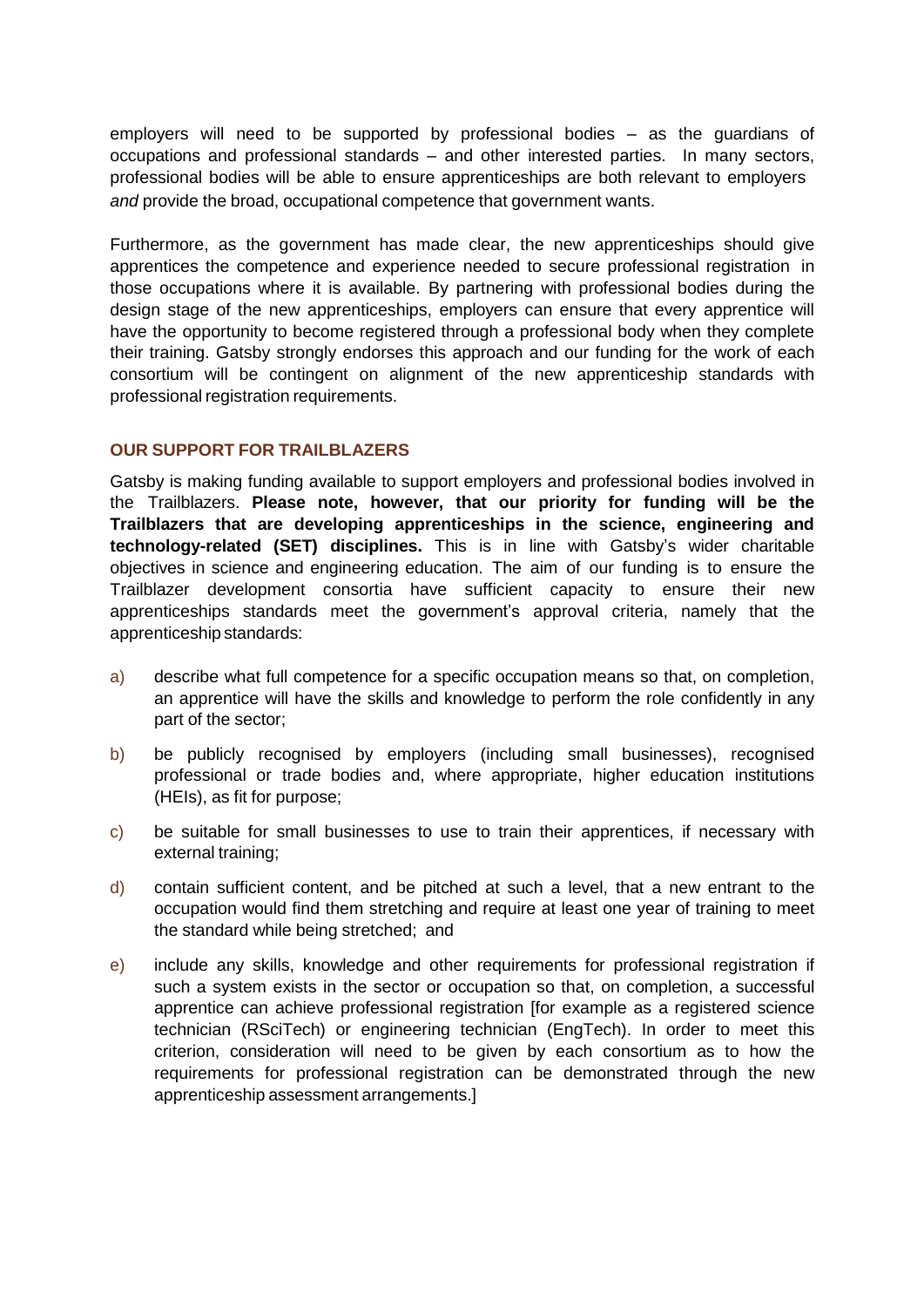employers will need to be supported by professional bodies – as the guardians of occupations and professional standards – and other interested parties. In many sectors, professional bodies will be able to ensure apprenticeships are both relevant to employers *and* provide the broad, occupational competence that government wants.

Furthermore, as the government has made clear, the new apprenticeships should give apprentices the competence and experience needed to secure professional registration in those occupations where it is available. By partnering with professional bodies during the design stage of the new apprenticeships, employers can ensure that every apprentice will have the opportunity to become registered through a professional body when they complete their training. Gatsby strongly endorses this approach and our funding for the work of each consortium will be contingent on alignment of the new apprenticeship standards with professional registration requirements.

## OUR SUPPORT FOR TRAILBLAZERS

Gatsby is making funding available to support employers and professional bodies involved in the Trailblazers. **Please note, however, that our priority for funding will be the Trailblazers that are developing apprenticeships in the science, engineering and technology-related (SET) disciplines.** This is in line with Gatsby's wider charitable objectives in science and engineering education. The aim of our funding is to ensure the Trailblazer development consortia have sufficient capacity to ensure their new apprenticeships standards meet the government's approval criteria, namely that the apprenticeship standards:

a) describe what full competence for a specific occupation means so that, on completion, an apprentice will have the skills and knowledge to perform the role confidently in any part of the sector;

b) be publicly recognised by employers (including small businesses), recognised professional or trade bodies and, where appropriate, higher education institutions (HEIs), as fit for purpose;

c) be suitable for small businesses to use to train their apprentices, if necessary with external training;

d) contain sufficient content, and be pitched at such a level, that a new entrant to the occupation would find them stretching and require at least one year of training to meet the standard while being stretched; and

e) include any skills, knowledge and other requirements for professional registration if such a system exists in the sector or occupation so that, on completion, a successful apprentice can achieve professional registration [for example as a registered science technician (RSciTech) or engineering technician (EngTech). In order to meet this criterion, consideration will need to be given by each consortium as to how the requirements for professional registration can be demonstrated through the new apprenticeship assessment arrangements.]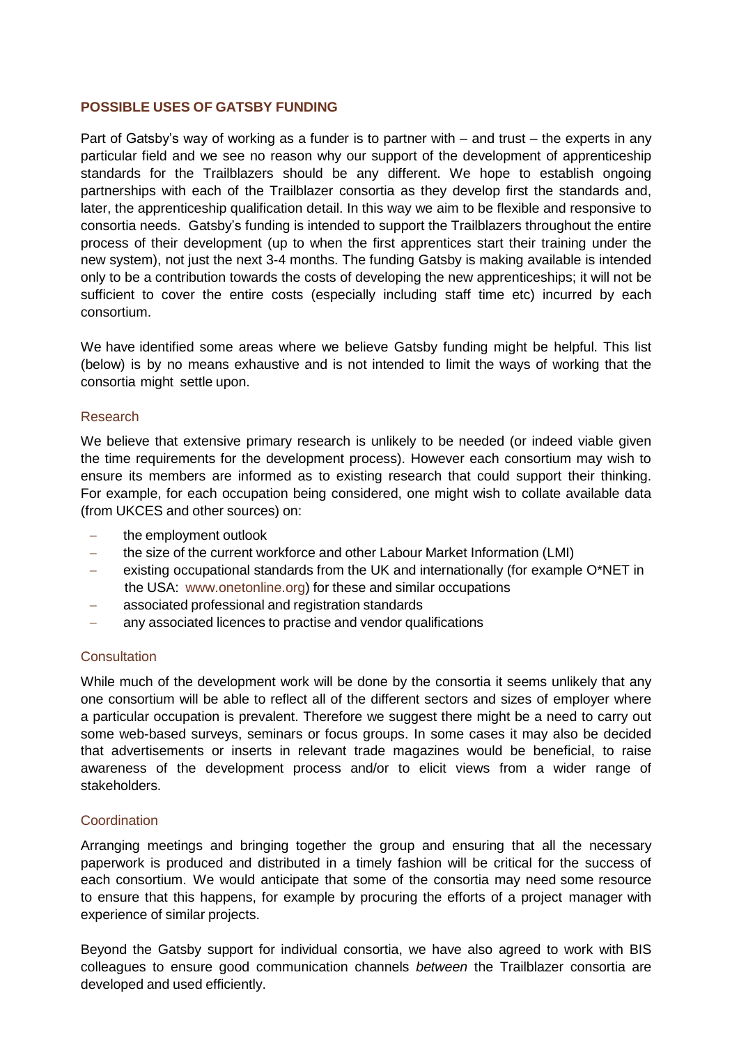## POSSIBLE USES OF GATSBY FUNDING

Part of Gatsby's way of working as a funder is to partner with – and trust – the experts in any particular field and we see no reason why our support of the development of apprenticeship standards for the Trailblazers should be any different. We hope to establish ongoing partnerships with each of the Trailblazer consortia as they develop first the standards and, later, the apprenticeship qualification detail. In this way we aim to be flexible and responsive to consortia needs. Gatsby's funding is intended to support the Trailblazers throughout the entire process of their development (up to when the first apprentices start their training under the new system), not just the next 3-4 months. The funding Gatsby is making available is intended only to be a contribution towards the costs of developing the new apprenticeships; it will not be sufficient to cover the entire costs (especially including staff time etc) incurred by each consortium.

We have identified some areas where we believe Gatsby funding might be helpful. This list (below) is by no means exhaustive and is not intended to limit the ways of working that the consortia might settle upon.

### Research

We believe that extensive primary research is unlikely to be needed (or indeed viable given the time requirements for the development process). However each consortium may wish to ensure its members are informed as to existing research that could support their thinking. For example, for each occupation being considered, one might wish to collate available data (from UKCES and other sources) on:

- the employment outlook
- the size of the current workforce and other Labour Market Information (LMI)
- existing occupational standards from the UK and internationally (for example O*NET in the USA: www.onetonline.org) for these and similar occupations
- associated professional and registration standards
- any associated licences to practise and vendor qualifications

### Consultation

While much of the development work will be done by the consortia it seems unlikely that any one consortium will be able to reflect all of the different sectors and sizes of employer where a particular occupation is prevalent. Therefore we suggest there might be a need to carry out some web-based surveys, seminars or focus groups. In some cases it may also be decided that advertisements or inserts in relevant trade magazines would be beneficial, to raise awareness of the development process and/or to elicit views from a wider range of stakeholders.

### Coordination

Arranging meetings and bringing together the group and ensuring that all the necessary paperwork is produced and distributed in a timely fashion will be critical for the success of each consortium. We would anticipate that some of the consortia may need some resource to ensure that this happens, for example by procuring the efforts of a project manager with experience of similar projects.

Beyond the Gatsby support for individual consortia, we have also agreed to work with BIS colleagues to ensure good communication channels *between* the Trailblazer consortia are developed and used efficiently.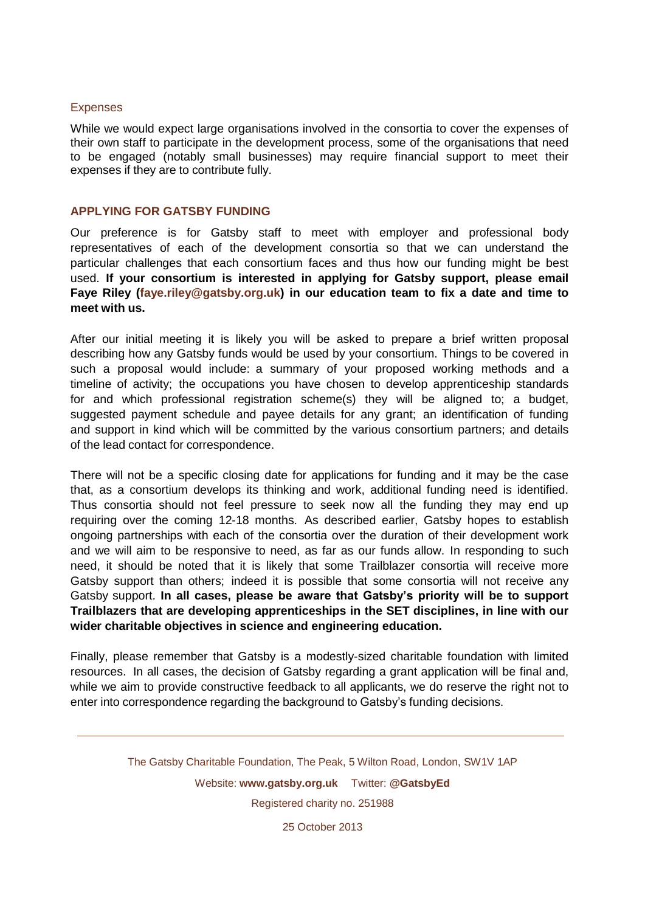### Expenses

While we would expect large organisations involved in the consortia to cover the expenses of their own staff to participate in the development process, some of the organisations that need to be engaged (notably small businesses) may require financial support to meet their expenses if they are to contribute fully.

## APPLYING FOR GATSBY FUNDING

Our preference is for Gatsby staff to meet with employer and professional body representatives of each of the development consortia so that we can understand the particular challenges that each consortium faces and thus how our funding might be best used. **If your consortium is interested in applying for Gatsby support, please email Faye Riley (faye.riley@gatsby.org.uk) in our education team to fix a date and time to meet with us.**

After our initial meeting it is likely you will be asked to prepare a brief written proposal describing how any Gatsby funds would be used by your consortium. Things to be covered in such a proposal would include: a summary of your proposed working methods and a timeline of activity; the occupations you have chosen to develop apprenticeship standards for and which professional registration scheme(s) they will be aligned to; a budget, suggested payment schedule and payee details for any grant; an identification of funding and support in kind which will be committed by the various consortium partners; and details of the lead contact for correspondence.

There will not be a specific closing date for applications for funding and it may be the case that, as a consortium develops its thinking and work, additional funding need is identified. Thus consortia should not feel pressure to seek now all the funding they may end up requiring over the coming 12-18 months. As described earlier, Gatsby hopes to establish ongoing partnerships with each of the consortia over the duration of their development work and we will aim to be responsive to need, as far as our funds allow. In responding to such need, it should be noted that it is likely that some Trailblazer consortia will receive more Gatsby support than others; indeed it is possible that some consortia will not receive any Gatsby support. **In all cases, please be aware that Gatsby's priority will be to support Trailblazers that are developing apprenticeships in the SET disciplines, in line with our wider charitable objectives in science and engineering education.**

Finally, please remember that Gatsby is a modestly-sized charitable foundation with limited resources. In all cases, the decision of Gatsby regarding a grant application will be final and, while we aim to provide constructive feedback to all applicants, we do reserve the right not to enter into correspondence regarding the background to Gatsby's funding decisions.

---

The Gatsby Charitable Foundation, The Peak, 5 Wilton Road, London, SW1V 1AP

Website: **www.gatsby.org.uk** Twitter: **@GatsbyEd**

Registered charity no. 251988

25 October 2013